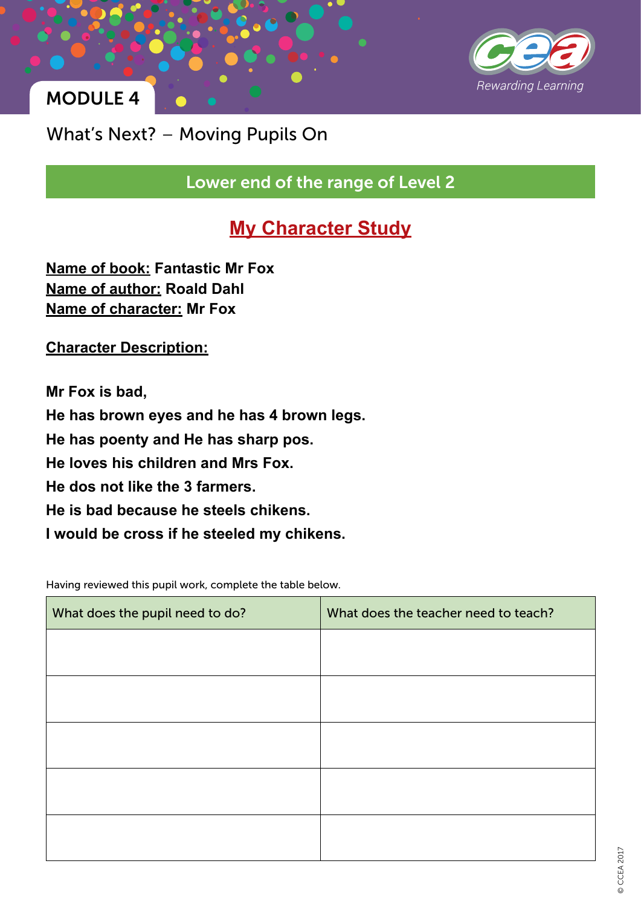MODULE 4

What's Next? – Moving Pupils On

## Lower end of the range of Level 2

## My Character Study

**Name of book:** **Fantastic Mr Fox**
**Name of author:** **Roald Dahl**
**Name of character:** **Mr Fox**

**Character Description:**

**Mr Fox is bad,**
**He has brown eyes and he has 4 brown legs.**
**He has poenty and He has sharp pos.**
**He loves his children and Mrs Fox.**
**He dos not like the 3 farmers.**
**He is bad because he steels chikens.**
**I would be cross if he steeled my chikens.**

Having reviewed this pupil work, complete the table below.

| What does the pupil need to do? | What does the teacher need to teach? |
| --- | --- |
| | |
| | |
| | |
| | |
| | |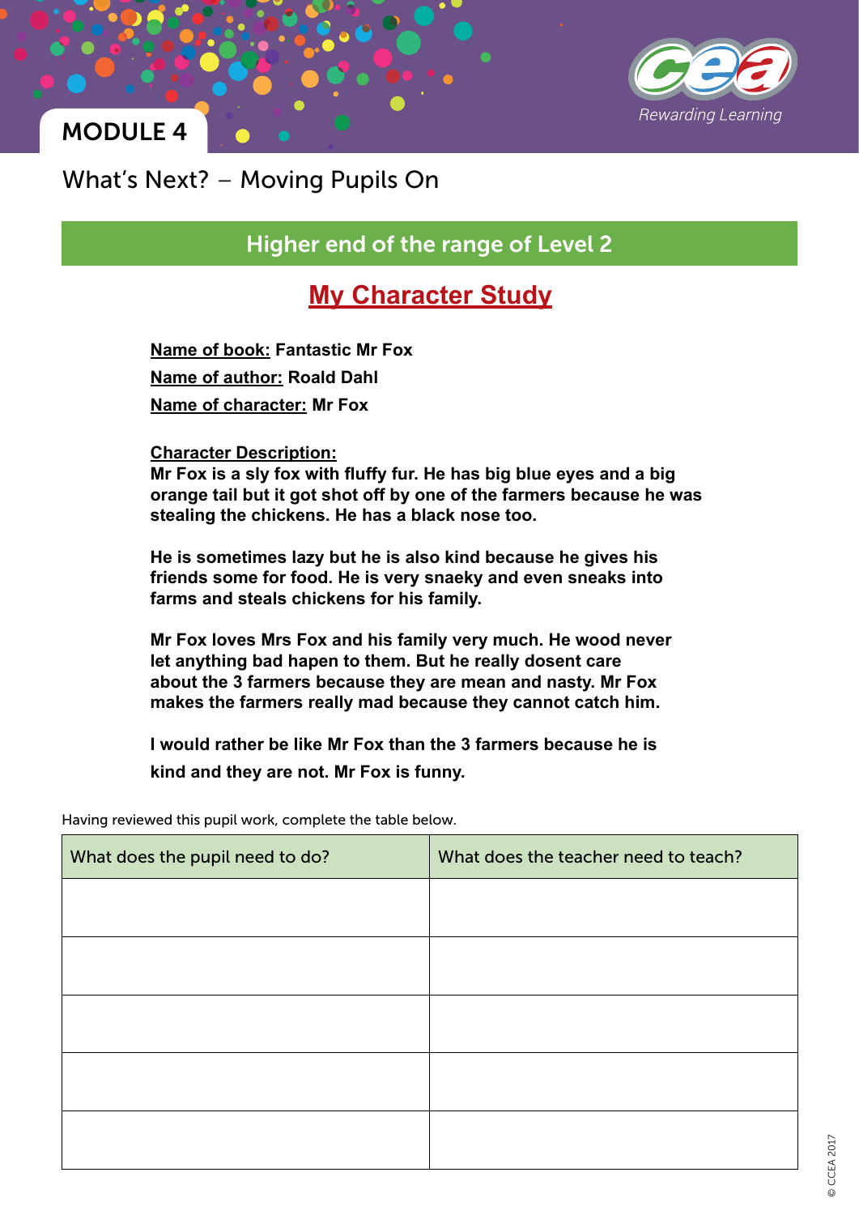# MODULE 4

What's Next? – Moving Pupils On

## Higher end of the range of Level 2

## My Character Study

**Name of book:** **Fantastic Mr Fox**
**Name of author:** **Roald Dahl**
**Name of character:** **Mr Fox**

**Character Description:**
**Mr Fox is a sly fox with fluffy fur. He has big blue eyes and a big orange tail but it got shot off by one of the farmers because he was stealing the chickens. He has a black nose too.**

**He is sometimes lazy but he is also kind because he gives his friends some for food. He is very snaeky and even sneaks into farms and steals chickens for his family.**

**Mr Fox loves Mrs Fox and his family very much. He wood never let anything bad hapen to them. But he really dosent care about the 3 farmers because they are mean and nasty. Mr Fox makes the farmers really mad because they cannot catch him.**

**I would rather be like Mr Fox than the 3 farmers because he is kind and they are not. Mr Fox is funny.**

Having reviewed this pupil work, complete the table below.

| What does the pupil need to do? | What does the teacher need to teach? |
|---|---|
| | |
| | |
| | |
| | |
| | |